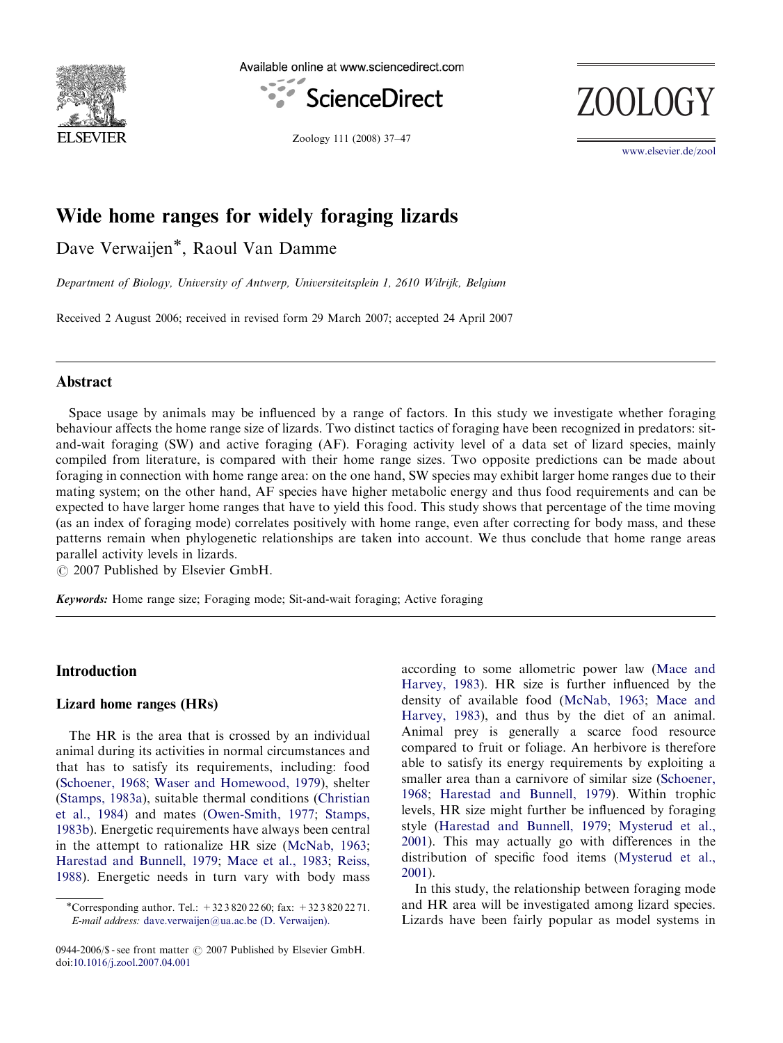# Wide home ranges for widely foraging lizards

Dave Verwaijen*, Raoul Van Damme

*Department of Biology, University of Antwerp, Universiteitsplein 1, 2610 Wilrijk, Belgium*

Received 2 August 2006; received in revised form 29 March 2007; accepted 24 April 2007

## Abstract

Space usage by animals may be influenced by a range of factors. In this study we investigate whether foraging behaviour affects the home range size of lizards. Two distinct tactics of foraging have been recognized in predators: sit-and-wait foraging (SW) and active foraging (AF). Foraging activity level of a data set of lizard species, mainly compiled from literature, is compared with their home range sizes. Two opposite predictions can be made about foraging in connection with home range area: on the one hand, SW species may exhibit larger home ranges due to their mating system; on the other hand, AF species have higher metabolic energy and thus food requirements and can be expected to have larger home ranges that have to yield this food. This study shows that percentage of the time moving (as an index of foraging mode) correlates positively with home range, even after correcting for body mass, and these patterns remain when phylogenetic relationships are taken into account. We thus conclude that home range areas parallel activity levels in lizards.

© 2007 Published by Elsevier GmbH.

***Keywords:*** Home range size; Foraging mode; Sit-and-wait foraging; Active foraging

## Introduction

### Lizard home ranges (HRs)

The HR is the area that is crossed by an individual animal during its activities in normal circumstances and that has to satisfy its requirements, including: food (Schoener, 1968; Waser and Homewood, 1979), shelter (Stamps, 1983a), suitable thermal conditions (Christian et al., 1984) and mates (Owen-Smith, 1977; Stamps, 1983b). Energetic requirements have always been central in the attempt to rationalize HR size (McNab, 1963; Harestad and Bunnell, 1979; Mace et al., 1983; Reiss, 1988). Energetic needs in turn vary with body mass according to some allometric power law (Mace and Harvey, 1983). HR size is further influenced by the density of available food (McNab, 1963; Mace and Harvey, 1983), and thus by the diet of an animal. Animal prey is generally a scarce food resource compared to fruit or foliage. An herbivore is therefore able to satisfy its energy requirements by exploiting a smaller area than a carnivore of similar size (Schoener, 1968; Harestad and Bunnell, 1979). Within trophic levels, HR size might further be influenced by foraging style (Harestad and Bunnell, 1979; Mysterud et al., 2001). This may actually go with differences in the distribution of specific food items (Mysterud et al., 2001).

In this study, the relationship between foraging mode and HR area will be investigated among lizard species. Lizards have been fairly popular as model systems in

*Corresponding author. Tel.: +32 3 820 22 60; fax: +32 3 820 22 71.
*E-mail address:* dave.verwaijen@ua.ac.be (D. Verwaijen).

0944-2006/$ - see front matter © 2007 Published by Elsevier GmbH.
doi:10.1016/j.zool.2007.04.001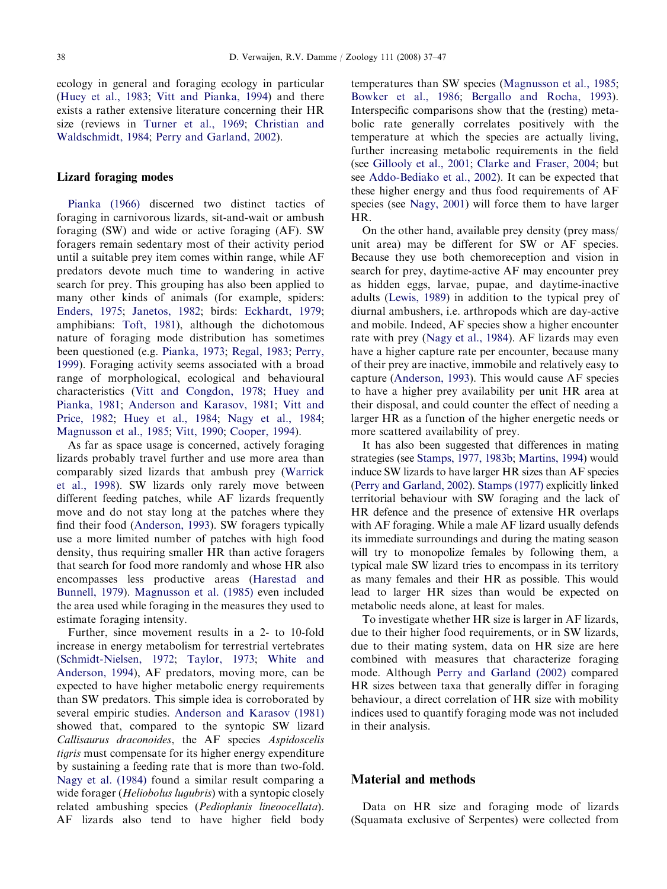ecology in general and foraging ecology in particular (Huey et al., 1983; Vitt and Pianka, 1994) and there exists a rather extensive literature concerning their HR size (reviews in Turner et al., 1969; Christian and Waldschmidt, 1984; Perry and Garland, 2002).

## Lizard foraging modes

Pianka (1966) discerned two distinct tactics of foraging in carnivorous lizards, sit-and-wait or ambush foraging (SW) and wide or active foraging (AF). SW foragers remain sedentary most of their activity period until a suitable prey item comes within range, while AF predators devote much time to wandering in active search for prey. This grouping has also been applied to many other kinds of animals (for example, spiders: Enders, 1975; Janetos, 1982; birds: Eckhardt, 1979; amphibians: Toft, 1981), although the dichotomous nature of foraging mode distribution has sometimes been questioned (e.g. Pianka, 1973; Regal, 1983; Perry, 1999). Foraging activity seems associated with a broad range of morphological, ecological and behavioural characteristics (Vitt and Congdon, 1978; Huey and Pianka, 1981; Anderson and Karasov, 1981; Vitt and Price, 1982; Huey et al., 1984; Nagy et al., 1984; Magnusson et al., 1985; Vitt, 1990; Cooper, 1994).

As far as space usage is concerned, actively foraging lizards probably travel further and use more area than comparably sized lizards that ambush prey (Warrick et al., 1998). SW lizards only rarely move between different feeding patches, while AF lizards frequently move and do not stay long at the patches where they find their food (Anderson, 1993). SW foragers typically use a more limited number of patches with high food density, thus requiring smaller HR than active foragers that search for food more randomly and whose HR also encompasses less productive areas (Harestad and Bunnell, 1979). Magnusson et al. (1985) even included the area used while foraging in the measures they used to estimate foraging intensity.

Further, since movement results in a 2- to 10-fold increase in energy metabolism for terrestrial vertebrates (Schmidt-Nielsen, 1972; Taylor, 1973; White and Anderson, 1994), AF predators, moving more, can be expected to have higher metabolic energy requirements than SW predators. This simple idea is corroborated by several empiric studies. Anderson and Karasov (1981) showed that, compared to the syntopic SW lizard *Callisaurus draconoides*, the AF species *Aspidoscelis tigris* must compensate for its higher energy expenditure by sustaining a feeding rate that is more than two-fold. Nagy et al. (1984) found a similar result comparing a wide forager (*Heliobolus lugubris*) with a syntopic closely related ambushing species (*Pedioplanis lineoocellata*). AF lizards also tend to have higher field body temperatures than SW species (Magnusson et al., 1985; Bowker et al., 1986; Bergallo and Rocha, 1993). Interspecific comparisons show that the (resting) metabolic rate generally correlates positively with the temperature at which the species are actually living, further increasing metabolic requirements in the field (see Gillooly et al., 2001; Clarke and Fraser, 2004; but see Addo-Bediako et al., 2002). It can be expected that these higher energy and thus food requirements of AF species (see Nagy, 2001) will force them to have larger HR.

On the other hand, available prey density (prey mass/unit area) may be different for SW or AF species. Because they use both chemoreception and vision in search for prey, daytime-active AF may encounter prey as hidden eggs, larvae, pupae, and daytime-inactive adults (Lewis, 1989) in addition to the typical prey of diurnal ambushers, i.e. arthropods which are day-active and mobile. Indeed, AF species show a higher encounter rate with prey (Nagy et al., 1984). AF lizards may even have a higher capture rate per encounter, because many of their prey are inactive, immobile and relatively easy to capture (Anderson, 1993). This would cause AF species to have a higher prey availability per unit HR area at their disposal, and could counter the effect of needing a larger HR as a function of the higher energetic needs or more scattered availability of prey.

It has also been suggested that differences in mating strategies (see Stamps, 1977, 1983b; Martins, 1994) would induce SW lizards to have larger HR sizes than AF species (Perry and Garland, 2002). Stamps (1977) explicitly linked territorial behaviour with SW foraging and the lack of HR defence and the presence of extensive HR overlaps with AF foraging. While a male AF lizard usually defends its immediate surroundings and during the mating season will try to monopolize females by following them, a typical male SW lizard tries to encompass in its territory as many females and their HR as possible. This would lead to larger HR sizes than would be expected on metabolic needs alone, at least for males.

To investigate whether HR size is larger in AF lizards, due to their higher food requirements, or in SW lizards, due to their mating system, data on HR size are here combined with measures that characterize foraging mode. Although Perry and Garland (2002) compared HR sizes between taxa that generally differ in foraging behaviour, a direct correlation of HR size with mobility indices used to quantify foraging mode was not included in their analysis.

# Material and methods

Data on HR size and foraging mode of lizards (Squamata exclusive of Serpentes) were collected from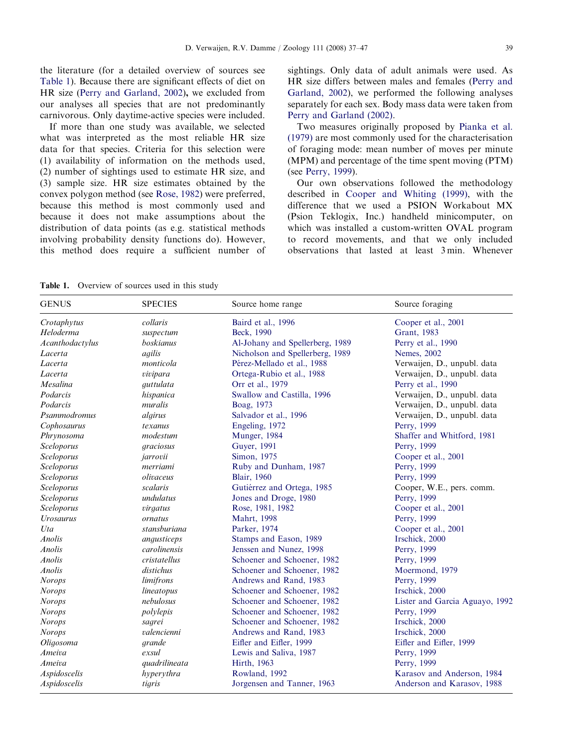the literature (for a detailed overview of sources see Table 1). Because there are significant effects of diet on HR size (Perry and Garland, 2002), we excluded from our analyses all species that are not predominantly carnivorous. Only daytime-active species were included.

If more than one study was available, we selected what was interpreted as the most reliable HR size data for that species. Criteria for this selection were (1) availability of information on the methods used, (2) number of sightings used to estimate HR size, and (3) sample size. HR size estimates obtained by the convex polygon method (see Rose, 1982) were preferred, because this method is most commonly used and because it does not make assumptions about the distribution of data points (as e.g. statistical methods involving probability density functions do). However, this method does require a sufficient number of sightings. Only data of adult animals were used. As HR size differs between males and females (Perry and Garland, 2002), we performed the following analyses separately for each sex. Body mass data were taken from Perry and Garland (2002).

Two measures originally proposed by Pianka et al. (1979) are most commonly used for the characterisation of foraging mode: mean number of moves per minute (MPM) and percentage of the time spent moving (PTM) (see Perry, 1999).

Our own observations followed the methodology described in Cooper and Whiting (1999), with the difference that we used a PSION Workabout MX (Psion Teklogix, Inc.) handheld minicomputer, on which was installed a custom-written OVAL program to record movements, and that we only included observations that lasted at least 3 min. Whenever

**Table 1.** Overview of sources used in this study

| GENUS | SPECIES | Source home range | Source foraging |
|---|---|---|---|
| *Crotaphytus* | *collaris* | Baird et al., 1996 | Cooper et al., 2001 |
| *Heloderma* | *suspectum* | Beck, 1990 | Grant, 1983 |
| *Acanthodactylus* | *boskianus* | Al-Johany and Spellerberg, 1989 | Perry et al., 1990 |
| *Lacerta* | *agilis* | Nicholson and Spellerberg, 1989 | Nemes, 2002 |
| *Lacerta* | *monticola* | Pérez-Mellado et al., 1988 | Verwaijen, D., unpubl. data |
| *Lacerta* | *vivipara* | Ortega-Rubio et al., 1988 | Verwaijen, D., unpubl. data |
| *Mesalina* | *guttulata* | Orr et al., 1979 | Perry et al., 1990 |
| *Podarcis* | *hispanica* | Swallow and Castilla, 1996 | Verwaijen, D., unpubl. data |
| *Podarcis* | *muralis* | Boag, 1973 | Verwaijen, D., unpubl. data |
| *Psammodromus* | *algirus* | Salvador et al., 1996 | Verwaijen, D., unpubl. data |
| *Cophosaurus* | *texanus* | Engeling, 1972 | Perry, 1999 |
| *Phrynosoma* | *modestum* | Munger, 1984 | Shaffer and Whitford, 1981 |
| *Sceloporus* | *graciosus* | Guyer, 1991 | Perry, 1999 |
| *Sceloporus* | *jarrovii* | Simon, 1975 | Cooper et al., 2001 |
| *Sceloporus* | *merriami* | Ruby and Dunham, 1987 | Perry, 1999 |
| *Sceloporus* | *olivaceus* | Blair, 1960 | Perry, 1999 |
| *Sceloporus* | *scalaris* | Gutiérrez and Ortega, 1985 | Cooper, W.E., pers. comm. |
| *Sceloporus* | *undulatus* | Jones and Droge, 1980 | Perry, 1999 |
| *Sceloporus* | *virgatus* | Rose, 1981, 1982 | Cooper et al., 2001 |
| *Urosaurus* | *ornatus* | Mahrt, 1998 | Perry, 1999 |
| *Uta* | *stansburiana* | Parker, 1974 | Cooper et al., 2001 |
| *Anolis* | *angusticeps* | Stamps and Eason, 1989 | Irschick, 2000 |
| *Anolis* | *carolinensis* | Jenssen and Nunez, 1998 | Perry, 1999 |
| *Anolis* | *cristatellus* | Schoener and Schoener, 1982 | Perry, 1999 |
| *Anolis* | *distichus* | Schoener and Schoener, 1982 | Moermond, 1979 |
| *Norops* | *limifrons* | Andrews and Rand, 1983 | Perry, 1999 |
| *Norops* | *lineatopus* | Schoener and Schoener, 1982 | Irschick, 2000 |
| *Norops* | *nebulosus* | Schoener and Schoener, 1982 | Lister and Garcia Aguayo, 1992 |
| *Norops* | *polylepis* | Schoener and Schoener, 1982 | Perry, 1999 |
| *Norops* | *sagrei* | Schoener and Schoener, 1982 | Irschick, 2000 |
| *Norops* | *valencienni* | Andrews and Rand, 1983 | Irschick, 2000 |
| *Oligosoma* | *grande* | Eifler and Eifler, 1999 | Eifler and Eifler, 1999 |
| *Ameiva* | *exsul* | Lewis and Saliva, 1987 | Perry, 1999 |
| *Ameiva* | *quadrilineata* | Hirth, 1963 | Perry, 1999 |
| *Aspidoscelis* | *hyperythra* | Rowland, 1992 | Karasov and Anderson, 1984 |
| *Aspidoscelis* | *tigris* | Jorgensen and Tanner, 1963 | Anderson and Karasov, 1988 |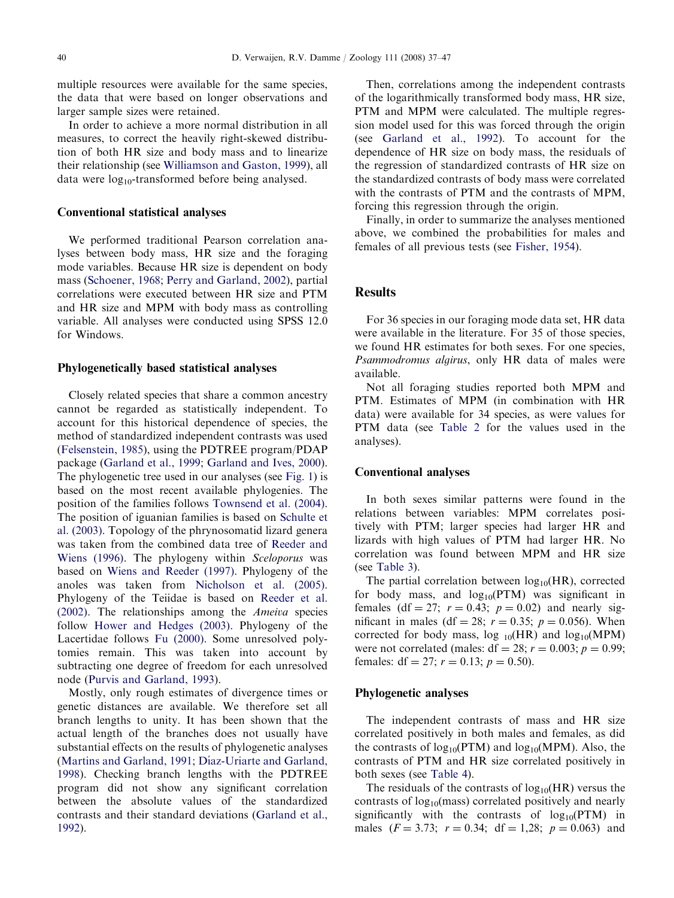multiple resources were available for the same species, the data that were based on longer observations and larger sample sizes were retained.

In order to achieve a more normal distribution in all measures, to correct the heavily right-skewed distribution of both HR size and body mass and to linearize their relationship (see Williamson and Gaston, 1999), all data were $\log_{10}$-transformed before being analysed.

### Conventional statistical analyses

We performed traditional Pearson correlation analyses between body mass, HR size and the foraging mode variables. Because HR size is dependent on body mass (Schoener, 1968; Perry and Garland, 2002), partial correlations were executed between HR size and PTM and HR size and MPM with body mass as controlling variable. All analyses were conducted using SPSS 12.0 for Windows.

### Phylogenetically based statistical analyses

Closely related species that share a common ancestry cannot be regarded as statistically independent. To account for this historical dependence of species, the method of standardized independent contrasts was used (Felsenstein, 1985), using the PDTREE program/PDAP package (Garland et al., 1999; Garland and Ives, 2000). The phylogenetic tree used in our analyses (see Fig. 1) is based on the most recent available phylogenies. The position of the families follows Townsend et al. (2004). The position of iguanian families is based on Schulte et al. (2003). Topology of the phrynosomatid lizard genera was taken from the combined data tree of Reeder and Wiens (1996). The phylogeny within *Sceloporus* was based on Wiens and Reeder (1997). Phylogeny of the anoles was taken from Nicholson et al. (2005). Phylogeny of the Teiidae is based on Reeder et al. (2002). The relationships among the *Ameiva* species follow Hower and Hedges (2003). Phylogeny of the Lacertidae follows Fu (2000). Some unresolved polytomies remain. This was taken into account by subtracting one degree of freedom for each unresolved node (Purvis and Garland, 1993).

Mostly, only rough estimates of divergence times or genetic distances are available. We therefore set all branch lengths to unity. It has been shown that the actual length of the branches does not usually have substantial effects on the results of phylogenetic analyses (Martins and Garland, 1991; Díaz-Uriarte and Garland, 1998). Checking branch lengths with the PDTREE program did not show any significant correlation between the absolute values of the standardized contrasts and their standard deviations (Garland et al., 1992).

Then, correlations among the independent contrasts of the logarithmically transformed body mass, HR size, PTM and MPM were calculated. The multiple regression model used for this was forced through the origin (see Garland et al., 1992). To account for the dependence of HR size on body mass, the residuals of the regression of standardized contrasts of HR size on the standardized contrasts of body mass were correlated with the contrasts of PTM and the contrasts of MPM, forcing this regression through the origin.

Finally, in order to summarize the analyses mentioned above, we combined the probabilities for males and females of all previous tests (see Fisher, 1954).

## Results

For 36 species in our foraging mode data set, HR data were available in the literature. For 35 of those species, we found HR estimates for both sexes. For one species, *Psammodromus algirus*, only HR data of males were available.

Not all foraging studies reported both MPM and PTM. Estimates of MPM (in combination with HR data) were available for 34 species, as were values for PTM data (see Table 2 for the values used in the analyses).

### Conventional analyses

In both sexes similar patterns were found in the relations between variables: MPM correlates positively with PTM; larger species had larger HR and lizards with high values of PTM had larger HR. No correlation was found between MPM and HR size (see Table 3).

The partial correlation between $\log_{10}$(HR), corrected for body mass, and $\log_{10}$(PTM) was significant in females (df = 27; $r = 0.43$; $p = 0.02$) and nearly significant in males (df = 28; $r = 0.35$; $p = 0.056$). When corrected for body mass, $\log_{10}$(HR) and $\log_{10}$(MPM) were not correlated (males: df = 28; $r = 0.003$; $p = 0.99$; females: df = 27; $r = 0.13$; $p = 0.50$).

### Phylogenetic analyses

The independent contrasts of mass and HR size correlated positively in both males and females, as did the contrasts of $\log_{10}$(PTM) and $\log_{10}$(MPM). Also, the contrasts of PTM and HR size correlated positively in both sexes (see Table 4).

The residuals of the contrasts of $\log_{10}$(HR) versus the contrasts of $\log_{10}$(mass) correlated positively and nearly significantly with the contrasts of $\log_{10}$(PTM) in males ($F = 3.73$; $r = 0.34$; df = 1,28; $p = 0.063$) and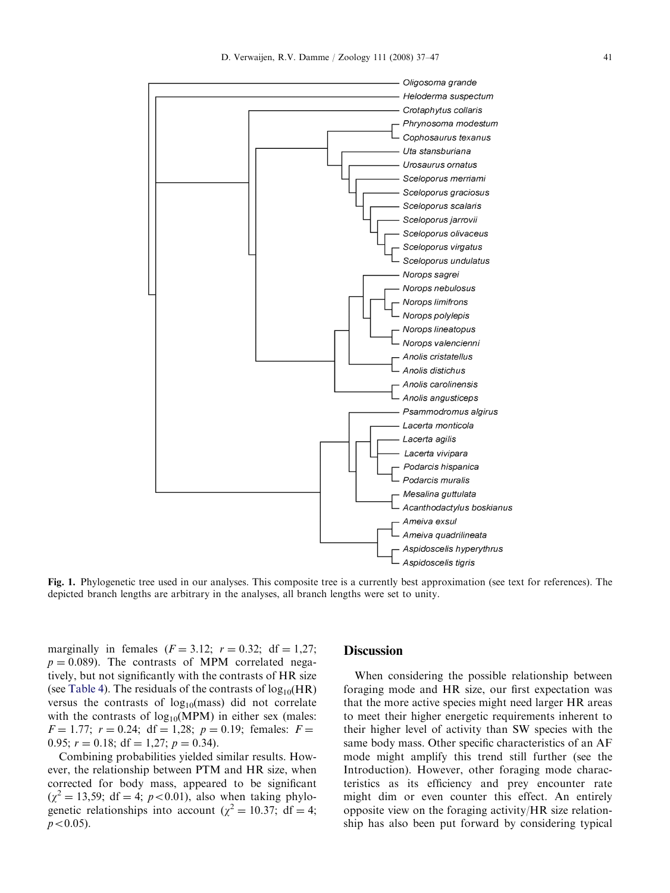Fig. 1. Phylogenetic tree used in our analyses. This composite tree is a currently best approximation (see text for references). The depicted branch lengths are arbitrary in the analyses, all branch lengths were set to unity.

marginally in females ($F = 3.12$; $r = 0.32$; df = 1,27; $p = 0.089$). The contrasts of MPM correlated negatively, but not significantly with the contrasts of HR size (see Table 4). The residuals of the contrasts of $\log_{10}$(HR) versus the contrasts of $\log_{10}$(mass) did not correlate with the contrasts of $\log_{10}$(MPM) in either sex (males: $F = 1.77$; $r = 0.24$; df = 1,28; $p = 0.19$; females: $F = 0.95$; $r = 0.18$; df = 1,27; $p = 0.34$).

Combining probabilities yielded similar results. However, the relationship between PTM and HR size, when corrected for body mass, appeared to be significant ($\chi^2 = 13{,}59$; df = 4; $p < 0.01$), also when taking phylogenetic relationships into account ($\chi^2 = 10.37$; df = 4; $p < 0.05$).

## Discussion

When considering the possible relationship between foraging mode and HR size, our first expectation was that the more active species might need larger HR areas to meet their higher energetic requirements inherent to their higher level of activity than SW species with the same body mass. Other specific characteristics of an AF mode might amplify this trend still further (see the Introduction). However, other foraging mode characteristics as its efficiency and prey encounter rate might dim or even counter this effect. An entirely opposite view on the foraging activity/HR size relationship has also been put forward by considering typical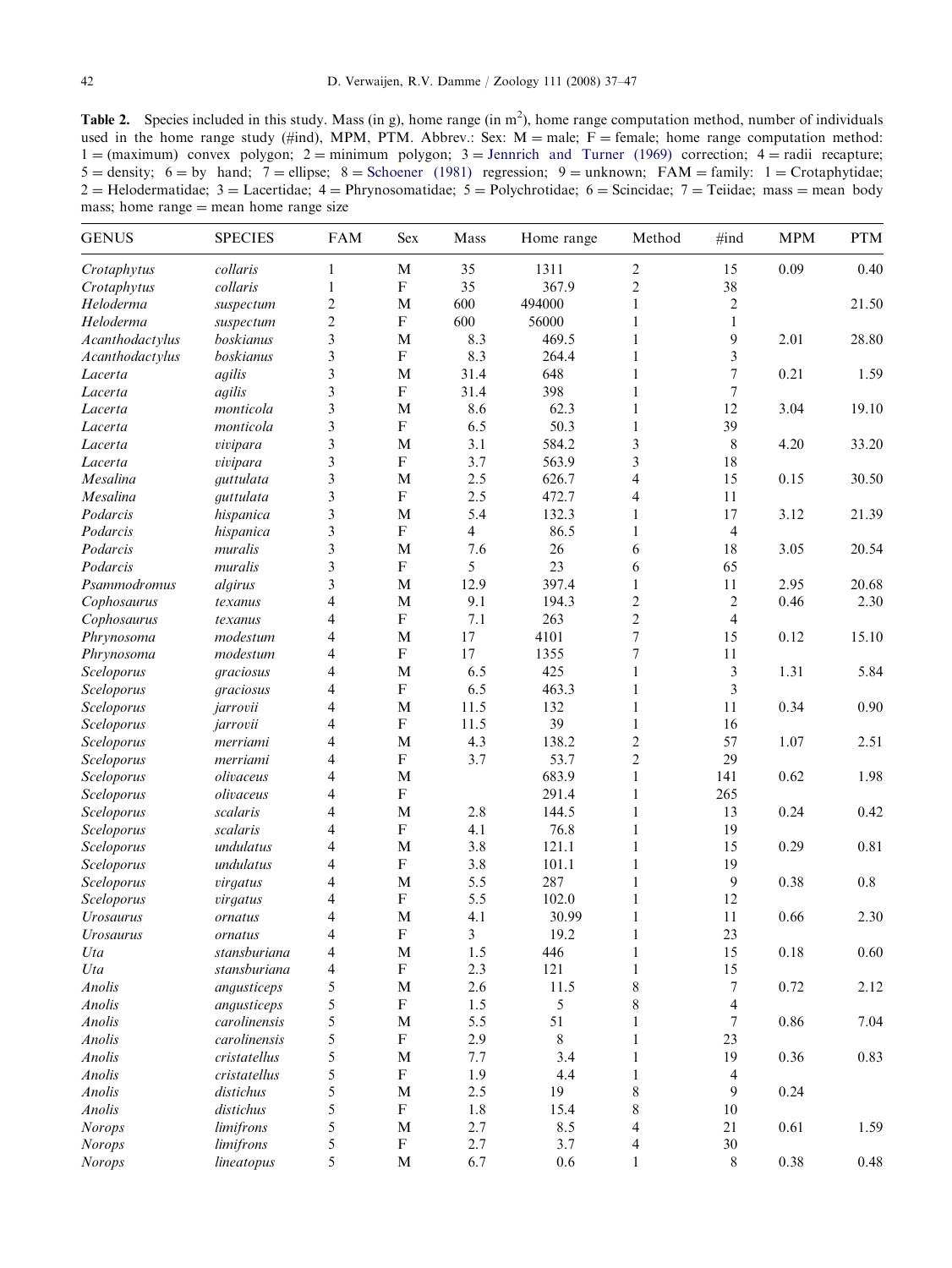**Table 2.** Species included in this study. Mass (in g), home range (in m$^2$), home range computation method, number of individuals used in the home range study (#ind), MPM, PTM. Abbrev.: Sex: M = male; F = female; home range computation method: 1 = (maximum) convex polygon; 2 = minimum polygon; 3 = Jennrich and Turner (1969) correction; 4 = radii recapture; 5 = density; 6 = by hand; 7 = ellipse; 8 = Schoener (1981) regression; 9 = unknown; FAM = family: 1 = Crotaphytidae; 2 = Helodermatidae; 3 = Lacertidae; 4 = Phrynosomatidae; 5 = Polychrotidae; 6 = Scincidae; 7 = Teiidae; mass = mean body mass; home range = mean home range size

| GENUS | SPECIES | FAM | Sex | Mass | Home range | Method | #ind | MPM | PTM |
|---|---|---|---|---|---|---|---|---|---|
| *Crotaphytus* | *collaris* | 1 | M | 35 | 1311 | 2 | 15 | 0.09 | 0.40 |
| *Crotaphytus* | *collaris* | 1 | F | 35 | 367.9 | 2 | 38 | | |
| *Heloderma* | *suspectum* | 2 | M | 600 | 494000 | 1 | 2 | | 21.50 |
| *Heloderma* | *suspectum* | 2 | F | 600 | 56000 | 1 | 1 | | |
| *Acanthodactylus* | *boskianus* | 3 | M | 8.3 | 469.5 | 1 | 9 | 2.01 | 28.80 |
| *Acanthodactylus* | *boskianus* | 3 | F | 8.3 | 264.4 | 1 | 3 | | |
| *Lacerta* | *agilis* | 3 | M | 31.4 | 648 | 1 | 7 | 0.21 | 1.59 |
| *Lacerta* | *agilis* | 3 | F | 31.4 | 398 | 1 | 7 | | |
| *Lacerta* | *monticola* | 3 | M | 8.6 | 62.3 | 1 | 12 | 3.04 | 19.10 |
| *Lacerta* | *monticola* | 3 | F | 6.5 | 50.3 | 1 | 39 | | |
| *Lacerta* | *vivipara* | 3 | M | 3.1 | 584.2 | 3 | 8 | 4.20 | 33.20 |
| *Lacerta* | *vivipara* | 3 | F | 3.7 | 563.9 | 3 | 18 | | |
| *Mesalina* | *guttulata* | 3 | M | 2.5 | 626.7 | 4 | 15 | 0.15 | 30.50 |
| *Mesalina* | *guttulata* | 3 | F | 2.5 | 472.7 | 4 | 11 | | |
| *Podarcis* | *hispanica* | 3 | M | 5.4 | 132.3 | 1 | 17 | 3.12 | 21.39 |
| *Podarcis* | *hispanica* | 3 | F | 4 | 86.5 | 1 | 4 | | |
| *Podarcis* | *muralis* | 3 | M | 7.6 | 26 | 6 | 18 | 3.05 | 20.54 |
| *Podarcis* | *muralis* | 3 | F | 5 | 23 | 6 | 65 | | |
| *Psammodromus* | *algirus* | 3 | M | 12.9 | 397.4 | 1 | 11 | 2.95 | 20.68 |
| *Cophosaurus* | *texanus* | 4 | M | 9.1 | 194.3 | 2 | 2 | 0.46 | 2.30 |
| *Cophosaurus* | *texanus* | 4 | F | 7.1 | 263 | 2 | 4 | | |
| *Phrynosoma* | *modestum* | 4 | M | 17 | 4101 | 7 | 15 | 0.12 | 15.10 |
| *Phrynosoma* | *modestum* | 4 | F | 17 | 1355 | 7 | 11 | | |
| *Sceloporus* | *graciosus* | 4 | M | 6.5 | 425 | 1 | 3 | 1.31 | 5.84 |
| *Sceloporus* | *graciosus* | 4 | F | 6.5 | 463.3 | 1 | 3 | | |
| *Sceloporus* | *jarrovii* | 4 | M | 11.5 | 132 | 1 | 11 | 0.34 | 0.90 |
| *Sceloporus* | *jarrovii* | 4 | F | 11.5 | 39 | 1 | 16 | | |
| *Sceloporus* | *merriami* | 4 | M | 4.3 | 138.2 | 2 | 57 | 1.07 | 2.51 |
| *Sceloporus* | *merriami* | 4 | F | 3.7 | 53.7 | 2 | 29 | | |
| *Sceloporus* | *olivaceus* | 4 | M | | 683.9 | 1 | 141 | 0.62 | 1.98 |
| *Sceloporus* | *olivaceus* | 4 | F | | 291.4 | 1 | 265 | | |
| *Sceloporus* | *scalaris* | 4 | M | 2.8 | 144.5 | 1 | 13 | 0.24 | 0.42 |
| *Sceloporus* | *scalaris* | 4 | F | 4.1 | 76.8 | 1 | 19 | | |
| *Sceloporus* | *undulatus* | 4 | M | 3.8 | 121.1 | 1 | 15 | 0.29 | 0.81 |
| *Sceloporus* | *undulatus* | 4 | F | 3.8 | 101.1 | 1 | 19 | | |
| *Sceloporus* | *virgatus* | 4 | M | 5.5 | 287 | 1 | 9 | 0.38 | 0.8 |
| *Sceloporus* | *virgatus* | 4 | F | 5.5 | 102.0 | 1 | 12 | | |
| *Urosaurus* | *ornatus* | 4 | M | 4.1 | 30.99 | 1 | 11 | 0.66 | 2.30 |
| *Urosaurus* | *ornatus* | 4 | F | 3 | 19.2 | 1 | 23 | | |
| *Uta* | *stansburiana* | 4 | M | 1.5 | 446 | 1 | 15 | 0.18 | 0.60 |
| *Uta* | *stansburiana* | 4 | F | 2.3 | 121 | 1 | 15 | | |
| *Anolis* | *angusticeps* | 5 | M | 2.6 | 11.5 | 8 | 7 | 0.72 | 2.12 |
| *Anolis* | *angusticeps* | 5 | F | 1.5 | 5 | 8 | 4 | | |
| *Anolis* | *carolinensis* | 5 | M | 5.5 | 51 | 1 | 7 | 0.86 | 7.04 |
| *Anolis* | *carolinensis* | 5 | F | 2.9 | 8 | 1 | 23 | | |
| *Anolis* | *cristatellus* | 5 | M | 7.7 | 3.4 | 1 | 19 | 0.36 | 0.83 |
| *Anolis* | *cristatellus* | 5 | F | 1.9 | 4.4 | 1 | 4 | | |
| *Anolis* | *distichus* | 5 | M | 2.5 | 19 | 8 | 9 | 0.24 | |
| *Anolis* | *distichus* | 5 | F | 1.8 | 15.4 | 8 | 10 | | |
| *Norops* | *limifrons* | 5 | M | 2.7 | 8.5 | 4 | 21 | 0.61 | 1.59 |
| *Norops* | *limifrons* | 5 | F | 2.7 | 3.7 | 4 | 30 | | |
| *Norops* | *lineatopus* | 5 | M | 6.7 | 0.6 | 1 | 8 | 0.38 | 0.48 |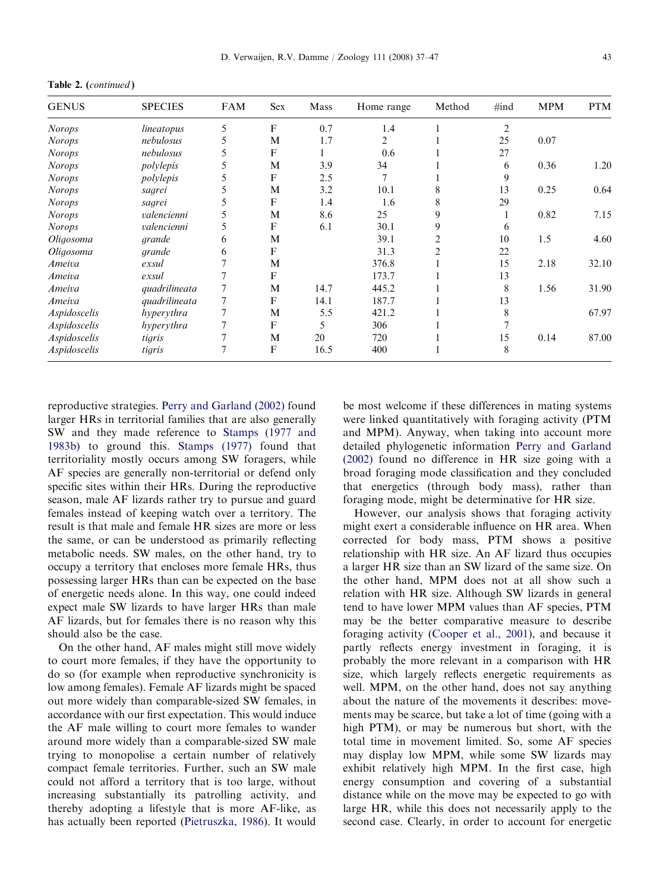**Table 2.** (*continued*)

| GENUS | SPECIES | FAM | Sex | Mass | Home range | Method | #ind | MPM | PTM |
|---|---|---|---|---|---|---|---|---|---|
| *Norops* | *lineatopus* | 5 | F | 0.7 | 1.4 | 1 | 2 | | |
| *Norops* | *nebulosus* | 5 | M | 1.7 | 2 | 1 | 25 | 0.07 | |
| *Norops* | *nebulosus* | 5 | F | 1 | 0.6 | 1 | 27 | | |
| *Norops* | *polylepis* | 5 | M | 3.9 | 34 | 1 | 6 | 0.36 | 1.20 |
| *Norops* | *polylepis* | 5 | F | 2.5 | 7 | 1 | 9 | | |
| *Norops* | *sagrei* | 5 | M | 3.2 | 10.1 | 8 | 13 | 0.25 | 0.64 |
| *Norops* | *sagrei* | 5 | F | 1.4 | 1.6 | 8 | 29 | | |
| *Norops* | *valencienni* | 5 | M | 8.6 | 25 | 9 | 1 | 0.82 | 7.15 |
| *Norops* | *valencienni* | 5 | F | 6.1 | 30.1 | 9 | 6 | | |
| *Oligosoma* | *grande* | 6 | M | | 39.1 | 2 | 10 | 1.5 | 4.60 |
| *Oligosoma* | *grande* | 6 | F | | 31.3 | 2 | 22 | | |
| *Ameiva* | *exsul* | 7 | M | | 376.8 | 1 | 15 | 2.18 | 32.10 |
| *Ameiva* | *exsul* | 7 | F | | 173.7 | 1 | 13 | | |
| *Ameiva* | *quadrilineata* | 7 | M | 14.7 | 445.2 | 1 | 8 | 1.56 | 31.90 |
| *Ameiva* | *quadrilineata* | 7 | F | 14.1 | 187.7 | 1 | 13 | | |
| *Aspidoscelis* | *hyperythra* | 7 | M | 5.5 | 421.2 | 1 | 8 | | 67.97 |
| *Aspidoscelis* | *hyperythra* | 7 | F | 5 | 306 | 1 | 7 | | |
| *Aspidoscelis* | *tigris* | 7 | M | 20 | 720 | 1 | 15 | 0.14 | 87.00 |
| *Aspidoscelis* | *tigris* | 7 | F | 16.5 | 400 | 1 | 8 | | |

reproductive strategies. Perry and Garland (2002) found larger HRs in territorial families that are also generally SW and they made reference to Stamps (1977 and 1983b) to ground this. Stamps (1977) found that territoriality mostly occurs among SW foragers, while AF species are generally non-territorial or defend only specific sites within their HRs. During the reproductive season, male AF lizards rather try to pursue and guard females instead of keeping watch over a territory. The result is that male and female HR sizes are more or less the same, or can be understood as primarily reflecting metabolic needs. SW males, on the other hand, try to occupy a territory that encloses more female HRs, thus possessing larger HRs than can be expected on the base of energetic needs alone. In this way, one could indeed expect male SW lizards to have larger HRs than male AF lizards, but for females there is no reason why this should also be the case.

On the other hand, AF males might still move widely to court more females, if they have the opportunity to do so (for example when reproductive synchronicity is low among females). Female AF lizards might be spaced out more widely than comparable-sized SW females, in accordance with our first expectation. This would induce the AF male willing to court more females to wander around more widely than a comparable-sized SW male trying to monopolise a certain number of relatively compact female territories. Further, such an SW male could not afford a territory that is too large, without increasing substantially its patrolling activity, and thereby adopting a lifestyle that is more AF-like, as has actually been reported (Pietruszka, 1986). It would be most welcome if these differences in mating systems were linked quantitatively with foraging activity (PTM and MPM). Anyway, when taking into account more detailed phylogenetic information Perry and Garland (2002) found no difference in HR size going with a broad foraging mode classification and they concluded that energetics (through body mass), rather than foraging mode, might be determinative for HR size.

However, our analysis shows that foraging activity might exert a considerable influence on HR area. When corrected for body mass, PTM shows a positive relationship with HR size. An AF lizard thus occupies a larger HR size than an SW lizard of the same size. On the other hand, MPM does not at all show such a relation with HR size. Although SW lizards in general tend to have lower MPM values than AF species, PTM may be the better comparative measure to describe foraging activity (Cooper et al., 2001), and because it partly reflects energy investment in foraging, it is probably the more relevant in a comparison with HR size, which largely reflects energetic requirements as well. MPM, on the other hand, does not say anything about the nature of the movements it describes: movements may be scarce, but take a lot of time (going with a high PTM), or may be numerous but short, with the total time in movement limited. So, some AF species may display low MPM, while some SW lizards may exhibit relatively high MPM. In the first case, high energy consumption and covering of a substantial distance while on the move may be expected to go with large HR, while this does not necessarily apply to the second case. Clearly, in order to account for energetic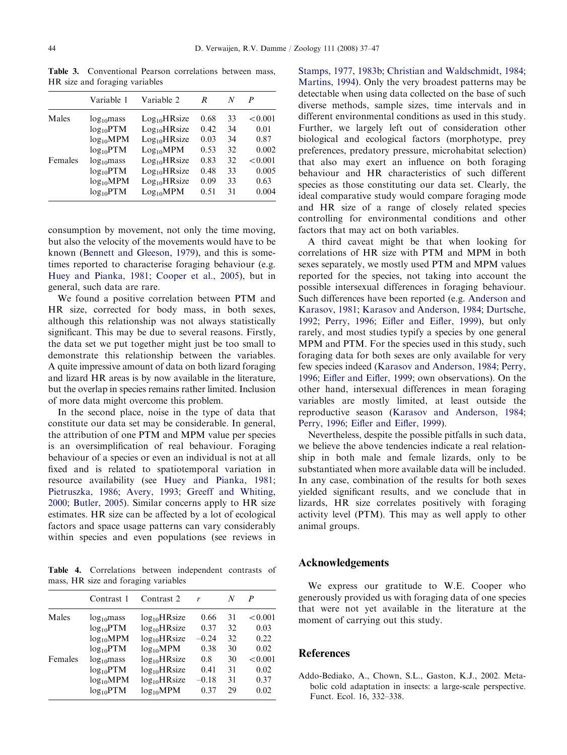**Table 3.** Conventional Pearson correlations between mass, HR size and foraging variables

| | Variable 1 | Variable 2 | $R$ | $N$ | $P$ |
|---|---|---|---|---|---|
| Males | $\log_{10}$mass | $\text{Log}_{10}$HRsize | 0.68 | 33 | <0.001 |
| | $\log_{10}$PTM | $\text{Log}_{10}$HRsize | 0.42 | 34 | 0.01 |
| | $\log_{10}$MPM | $\text{Log}_{10}$HRsize | 0.03 | 34 | 0.87 |
| | $\log_{10}$PTM | $\text{Log}_{10}$MPM | 0.53 | 32 | 0.002 |
| Females | $\log_{10}$mass | $\text{Log}_{10}$HRsize | 0.83 | 32 | <0.001 |
| | $\log_{10}$PTM | $\text{Log}_{10}$HRsize | 0.48 | 33 | 0.005 |
| | $\log_{10}$MPM | $\text{Log}_{10}$HRsize | 0.09 | 33 | 0.63 |
| | $\log_{10}$PTM | $\text{Log}_{10}$MPM | 0.51 | 31 | 0.004 |

consumption by movement, not only the time moving, but also the velocity of the movements would have to be known (Bennett and Gleeson, 1979), and this is sometimes reported to characterise foraging behaviour (e.g. Huey and Pianka, 1981; Cooper et al., 2005), but in general, such data are rare.

We found a positive correlation between PTM and HR size, corrected for body mass, in both sexes, although this relationship was not always statistically significant. This may be due to several reasons. Firstly, the data set we put together might just be too small to demonstrate this relationship between the variables. A quite impressive amount of data on both lizard foraging and lizard HR areas is by now available in the literature, but the overlap in species remains rather limited. Inclusion of more data might overcome this problem.

In the second place, noise in the type of data that constitute our data set may be considerable. In general, the attribution of one PTM and MPM value per species is an oversimplification of real behaviour. Foraging behaviour of a species or even an individual is not at all fixed and is related to spatiotemporal variation in resource availability (see Huey and Pianka, 1981; Pietruszka, 1986; Avery, 1993; Greeff and Whiting, 2000; Butler, 2005). Similar concerns apply to HR size estimates. HR size can be affected by a lot of ecological factors and space usage patterns can vary considerably within species and even populations (see reviews in Stamps, 1977, 1983b; Christian and Waldschmidt, 1984; Martins, 1994). Only the very broadest patterns may be detectable when using data collected on the base of such diverse methods, sample sizes, time intervals and in different environmental conditions as used in this study. Further, we largely left out of consideration other biological and ecological factors (morphotype, prey preferences, predatory pressure, microhabitat selection) that also may exert an influence on both foraging behaviour and HR characteristics of such different species as those constituting our data set. Clearly, the ideal comparative study would compare foraging mode and HR size of a range of closely related species controlling for environmental conditions and other factors that may act on both variables.

**Table 4.** Correlations between independent contrasts of mass, HR size and foraging variables

| | Contrast 1 | Contrast 2 | $r$ | $N$ | $P$ |
|---|---|---|---|---|---|
| Males | $\log_{10}$mass | $\log_{10}$HRsize | 0.66 | 31 | <0.001 |
| | $\log_{10}$PTM | $\log_{10}$HRsize | 0.37 | 32 | 0.03 |
| | $\log_{10}$MPM | $\log_{10}$HRsize | −0.24 | 32 | 0.22 |
| | $\log_{10}$PTM | $\log_{10}$MPM | 0.38 | 30 | 0.02 |
| Females | $\log_{10}$mass | $\log_{10}$HRsize | 0.8 | 30 | <0.001 |
| | $\log_{10}$PTM | $\log_{10}$HRsize | 0.41 | 31 | 0.02 |
| | $\log_{10}$MPM | $\log_{10}$HRsize | −0.18 | 31 | 0.37 |
| | $\log_{10}$PTM | $\log_{10}$MPM | 0.37 | 29 | 0.02 |

A third caveat might be that when looking for correlations of HR size with PTM and MPM in both sexes separately, we mostly used PTM and MPM values reported for the species, not taking into account the possible intersexual differences in foraging behaviour. Such differences have been reported (e.g. Anderson and Karasov, 1981; Karasov and Anderson, 1984; Durtsche, 1992; Perry, 1996; Eifler and Eifler, 1999), but only rarely, and most studies typify a species by one general MPM and PTM. For the species used in this study, such foraging data for both sexes are only available for very few species indeed (Karasov and Anderson, 1984; Perry, 1996; Eifler and Eifler, 1999; own observations). On the other hand, intersexual differences in mean foraging variables are mostly limited, at least outside the reproductive season (Karasov and Anderson, 1984; Perry, 1996; Eifler and Eifler, 1999).

Nevertheless, despite the possible pitfalls in such data, we believe the above tendencies indicate a real relationship in both male and female lizards, only to be substantiated when more available data will be included. In any case, combination of the results for both sexes yielded significant results, and we conclude that in lizards, HR size correlates positively with foraging activity level (PTM). This may as well apply to other animal groups.

## Acknowledgements

We express our gratitude to W.E. Cooper who generously provided us with foraging data of one species that were not yet available in the literature at the moment of carrying out this study.

## References

Addo-Bediako, A., Chown, S.L., Gaston, K.J., 2002. Metabolic cold adaptation in insects: a large-scale perspective. Funct. Ecol. 16, 332–338.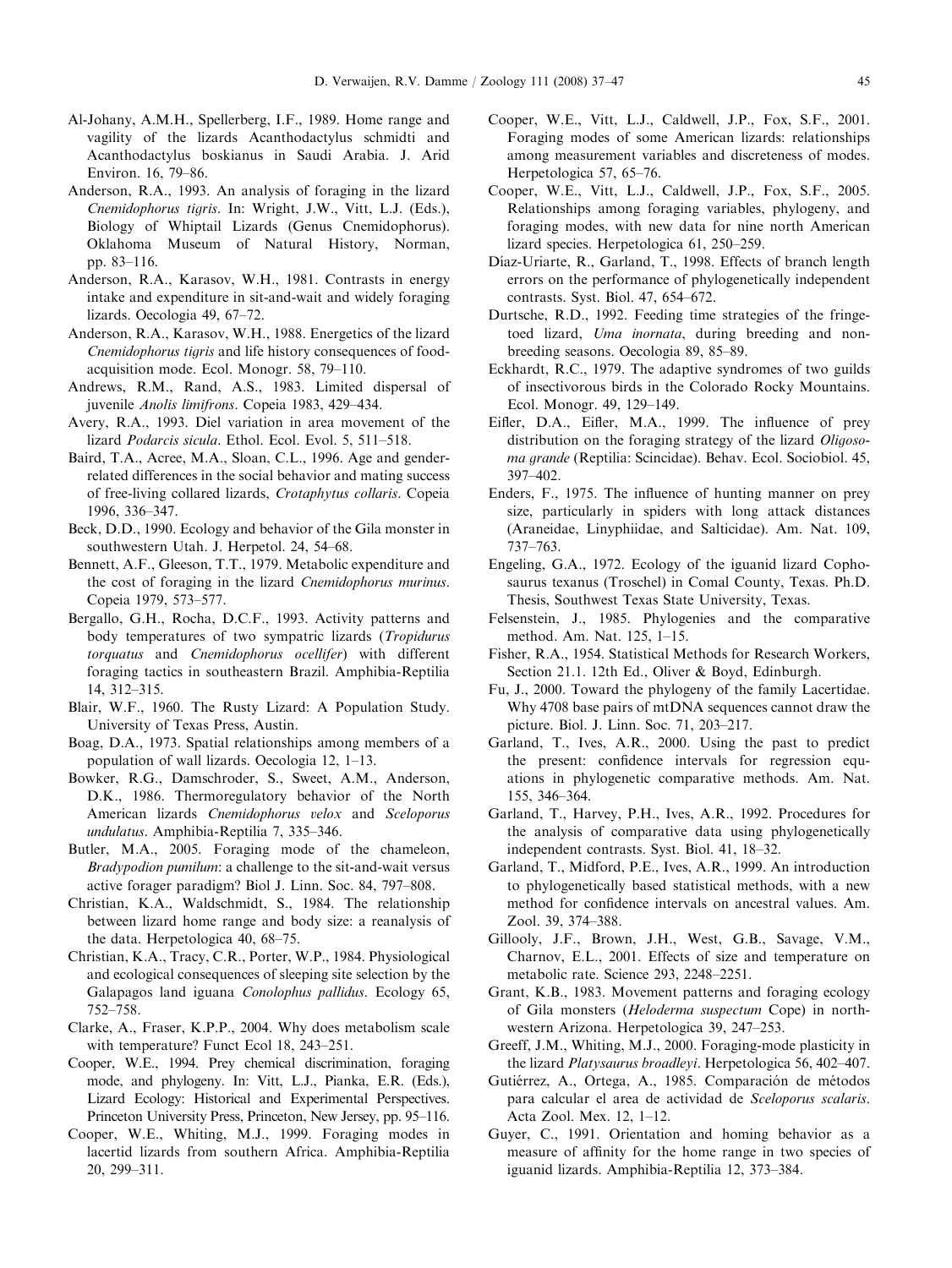Al-Johany, A.M.H., Spellerberg, I.F., 1989. Home range and vagility of the lizards Acanthodactylus schmidti and Acanthodactylus boskianus in Saudi Arabia. J. Arid Environ. 16, 79–86.

Anderson, R.A., 1993. An analysis of foraging in the lizard *Cnemidophorus tigris*. In: Wright, J.W., Vitt, L.J. (Eds.), Biology of Whiptail Lizards (Genus Cnemidophorus). Oklahoma Museum of Natural History, Norman, pp. 83–116.

Anderson, R.A., Karasov, W.H., 1981. Contrasts in energy intake and expenditure in sit-and-wait and widely foraging lizards. Oecologia 49, 67–72.

Anderson, R.A., Karasov, W.H., 1988. Energetics of the lizard *Cnemidophorus tigris* and life history consequences of food-acquisition mode. Ecol. Monogr. 58, 79–110.

Andrews, R.M., Rand, A.S., 1983. Limited dispersal of juvenile *Anolis limifrons*. Copeia 1983, 429–434.

Avery, R.A., 1993. Diel variation in area movement of the lizard *Podarcis sicula*. Ethol. Ecol. Evol. 5, 511–518.

Baird, T.A., Acree, M.A., Sloan, C.L., 1996. Age and gender-related differences in the social behavior and mating success of free-living collared lizards, *Crotaphytus collaris*. Copeia 1996, 336–347.

Beck, D.D., 1990. Ecology and behavior of the Gila monster in southwestern Utah. J. Herpetol. 24, 54–68.

Bennett, A.F., Gleeson, T.T., 1979. Metabolic expenditure and the cost of foraging in the lizard *Cnemidophorus murinus*. Copeia 1979, 573–577.

Bergallo, G.H., Rocha, D.C.F., 1993. Activity patterns and body temperatures of two sympatric lizards (*Tropidurus torquatus* and *Cnemidophorus ocellifer*) with different foraging tactics in southeastern Brazil. Amphibia-Reptilia 14, 312–315.

Blair, W.F., 1960. The Rusty Lizard: A Population Study. University of Texas Press, Austin.

Boag, D.A., 1973. Spatial relationships among members of a population of wall lizards. Oecologia 12, 1–13.

Bowker, R.G., Damschroder, S., Sweet, A.M., Anderson, D.K., 1986. Thermoregulatory behavior of the North American lizards *Cnemidophorus velox* and *Sceloporus undulatus*. Amphibia-Reptilia 7, 335–346.

Butler, M.A., 2005. Foraging mode of the chameleon, *Bradypodion pumilum*: a challenge to the sit-and-wait versus active forager paradigm? Biol J. Linn. Soc. 84, 797–808.

Christian, K.A., Waldschmidt, S., 1984. The relationship between lizard home range and body size: a reanalysis of the data. Herpetologica 40, 68–75.

Christian, K.A., Tracy, C.R., Porter, W.P., 1984. Physiological and ecological consequences of sleeping site selection by the Galapagos land iguana *Conolophus pallidus*. Ecology 65, 752–758.

Clarke, A., Fraser, K.P.P., 2004. Why does metabolism scale with temperature? Funct Ecol 18, 243–251.

Cooper, W.E., 1994. Prey chemical discrimination, foraging mode, and phylogeny. In: Vitt, L.J., Pianka, E.R. (Eds.), Lizard Ecology: Historical and Experimental Perspectives. Princeton University Press, Princeton, New Jersey, pp. 95–116.

Cooper, W.E., Whiting, M.J., 1999. Foraging modes in lacertid lizards from southern Africa. Amphibia-Reptilia 20, 299–311.

Cooper, W.E., Vitt, L.J., Caldwell, J.P., Fox, S.F., 2001. Foraging modes of some American lizards: relationships among measurement variables and discreteness of modes. Herpetologica 57, 65–76.

Cooper, W.E., Vitt, L.J., Caldwell, J.P., Fox, S.F., 2005. Relationships among foraging variables, phylogeny, and foraging modes, with new data for nine north American lizard species. Herpetologica 61, 250–259.

Díaz-Uriarte, R., Garland, T., 1998. Effects of branch length errors on the performance of phylogenetically independent contrasts. Syst. Biol. 47, 654–672.

Durtsche, R.D., 1992. Feeding time strategies of the fringe-toed lizard, *Uma inornata*, during breeding and non-breeding seasons. Oecologia 89, 85–89.

Eckhardt, R.C., 1979. The adaptive syndromes of two guilds of insectivorous birds in the Colorado Rocky Mountains. Ecol. Monogr. 49, 129–149.

Eifler, D.A., Eifler, M.A., 1999. The influence of prey distribution on the foraging strategy of the lizard *Oligosoma grande* (Reptilia: Scincidae). Behav. Ecol. Sociobiol. 45, 397–402.

Enders, F., 1975. The influence of hunting manner on prey size, particularly in spiders with long attack distances (Araneidae, Linyphiidae, and Salticidae). Am. Nat. 109, 737–763.

Engeling, G.A., 1972. Ecology of the iguanid lizard Cophosaurus texanus (Troschel) in Comal County, Texas. Ph.D. Thesis, Southwest Texas State University, Texas.

Felsenstein, J., 1985. Phylogenies and the comparative method. Am. Nat. 125, 1–15.

Fisher, R.A., 1954. Statistical Methods for Research Workers, Section 21.1. 12th Ed., Oliver & Boyd, Edinburgh.

Fu, J., 2000. Toward the phylogeny of the family Lacertidae. Why 4708 base pairs of mtDNA sequences cannot draw the picture. Biol. J. Linn. Soc. 71, 203–217.

Garland, T., Ives, A.R., 2000. Using the past to predict the present: confidence intervals for regression equations in phylogenetic comparative methods. Am. Nat. 155, 346–364.

Garland, T., Harvey, P.H., Ives, A.R., 1992. Procedures for the analysis of comparative data using phylogenetically independent contrasts. Syst. Biol. 41, 18–32.

Garland, T., Midford, P.E., Ives, A.R., 1999. An introduction to phylogenetically based statistical methods, with a new method for confidence intervals on ancestral values. Am. Zool. 39, 374–388.

Gillooly, J.F., Brown, J.H., West, G.B., Savage, V.M., Charnov, E.L., 2001. Effects of size and temperature on metabolic rate. Science 293, 2248–2251.

Grant, K.B., 1983. Movement patterns and foraging ecology of Gila monsters (*Heloderma suspectum* Cope) in northwestern Arizona. Herpetologica 39, 247–253.

Greeff, J.M., Whiting, M.J., 2000. Foraging-mode plasticity in the lizard *Platysaurus broadleyi*. Herpetologica 56, 402–407.

Gutiérrez, A., Ortega, A., 1985. Comparación de métodos para calcular el area de actividad de *Sceloporus scalaris*. Acta Zool. Mex. 12, 1–12.

Guyer, C., 1991. Orientation and homing behavior as a measure of affinity for the home range in two species of iguanid lizards. Amphibia-Reptilia 12, 373–384.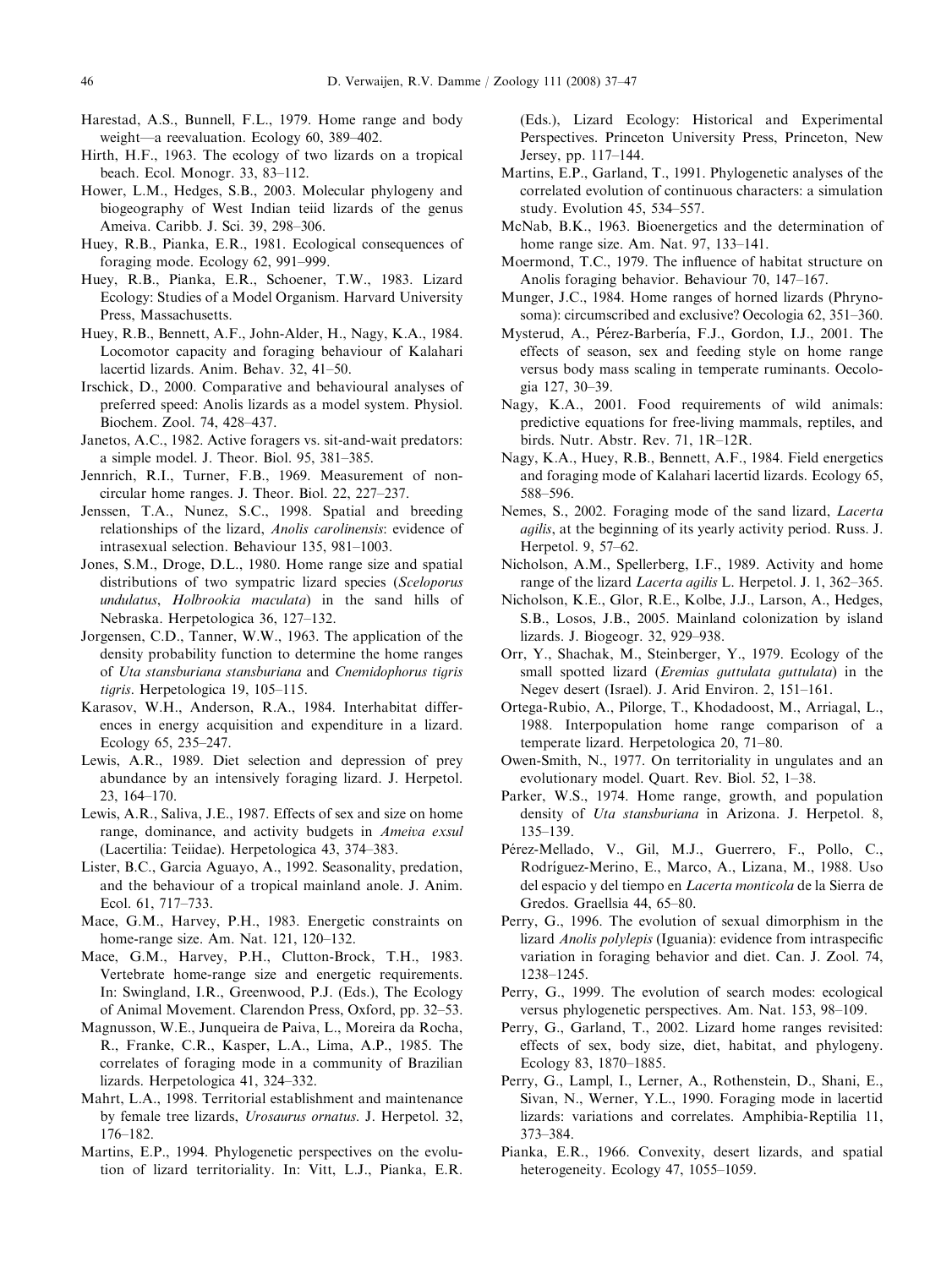Harestad, A.S., Bunnell, F.L., 1979. Home range and body weight—a reevaluation. Ecology 60, 389–402.

Hirth, H.F., 1963. The ecology of two lizards on a tropical beach. Ecol. Monogr. 33, 83–112.

Hower, L.M., Hedges, S.B., 2003. Molecular phylogeny and biogeography of West Indian teiid lizards of the genus Ameiva. Caribb. J. Sci. 39, 298–306.

Huey, R.B., Pianka, E.R., 1981. Ecological consequences of foraging mode. Ecology 62, 991–999.

Huey, R.B., Pianka, E.R., Schoener, T.W., 1983. Lizard Ecology: Studies of a Model Organism. Harvard University Press, Massachusetts.

Huey, R.B., Bennett, A.F., John-Alder, H., Nagy, K.A., 1984. Locomotor capacity and foraging behaviour of Kalahari lacertid lizards. Anim. Behav. 32, 41–50.

Irschick, D., 2000. Comparative and behavioural analyses of preferred speed: Anolis lizards as a model system. Physiol. Biochem. Zool. 74, 428–437.

Janetos, A.C., 1982. Active foragers vs. sit-and-wait predators: a simple model. J. Theor. Biol. 95, 381–385.

Jennrich, R.I., Turner, F.B., 1969. Measurement of non-circular home ranges. J. Theor. Biol. 22, 227–237.

Jenssen, T.A., Nunez, S.C., 1998. Spatial and breeding relationships of the lizard, *Anolis carolinensis*: evidence of intrasexual selection. Behaviour 135, 981–1003.

Jones, S.M., Droge, D.L., 1980. Home range size and spatial distributions of two sympatric lizard species (*Sceloporus undulatus*, *Holbrookia maculata*) in the sand hills of Nebraska. Herpetologica 36, 127–132.

Jorgensen, C.D., Tanner, W.W., 1963. The application of the density probability function to determine the home ranges of *Uta stansburiana stansburiana* and *Cnemidophorus tigris tigris*. Herpetologica 19, 105–115.

Karasov, W.H., Anderson, R.A., 1984. Interhabitat differences in energy acquisition and expenditure in a lizard. Ecology 65, 235–247.

Lewis, A.R., 1989. Diet selection and depression of prey abundance by an intensively foraging lizard. J. Herpetol. 23, 164–170.

Lewis, A.R., Saliva, J.E., 1987. Effects of sex and size on home range, dominance, and activity budgets in *Ameiva exsul* (Lacertilia: Teiidae). Herpetologica 43, 374–383.

Lister, B.C., Garcia Aguayo, A., 1992. Seasonality, predation, and the behaviour of a tropical mainland anole. J. Anim. Ecol. 61, 717–733.

Mace, G.M., Harvey, P.H., 1983. Energetic constraints on home-range size. Am. Nat. 121, 120–132.

Mace, G.M., Harvey, P.H., Clutton-Brock, T.H., 1983. Vertebrate home-range size and energetic requirements. In: Swingland, I.R., Greenwood, P.J. (Eds.), The Ecology of Animal Movement. Clarendon Press, Oxford, pp. 32–53.

Magnusson, W.E., Junqueira de Paiva, L., Moreira da Rocha, R., Franke, C.R., Kasper, L.A., Lima, A.P., 1985. The correlates of foraging mode in a community of Brazilian lizards. Herpetologica 41, 324–332.

Mahrt, L.A., 1998. Territorial establishment and maintenance by female tree lizards, *Urosaurus ornatus*. J. Herpetol. 32, 176–182.

Martins, E.P., 1994. Phylogenetic perspectives on the evolution of lizard territoriality. In: Vitt, L.J., Pianka, E.R. (Eds.), Lizard Ecology: Historical and Experimental Perspectives. Princeton University Press, Princeton, New Jersey, pp. 117–144.

Martins, E.P., Garland, T., 1991. Phylogenetic analyses of the correlated evolution of continuous characters: a simulation study. Evolution 45, 534–557.

McNab, B.K., 1963. Bioenergetics and the determination of home range size. Am. Nat. 97, 133–141.

Moermond, T.C., 1979. The influence of habitat structure on Anolis foraging behavior. Behaviour 70, 147–167.

Munger, J.C., 1984. Home ranges of horned lizards (Phrynosoma): circumscribed and exclusive? Oecologia 62, 351–360.

Mysterud, A., Pérez-Barbería, F.J., Gordon, I.J., 2001. The effects of season, sex and feeding style on home range versus body mass scaling in temperate ruminants. Oecologia 127, 30–39.

Nagy, K.A., 2001. Food requirements of wild animals: predictive equations for free-living mammals, reptiles, and birds. Nutr. Abstr. Rev. 71, 1R–12R.

Nagy, K.A., Huey, R.B., Bennett, A.F., 1984. Field energetics and foraging mode of Kalahari lacertid lizards. Ecology 65, 588–596.

Nemes, S., 2002. Foraging mode of the sand lizard, *Lacerta agilis*, at the beginning of its yearly activity period. Russ. J. Herpetol. 9, 57–62.

Nicholson, A.M., Spellerberg, I.F., 1989. Activity and home range of the lizard *Lacerta agilis* L. Herpetol. J. 1, 362–365.

Nicholson, K.E., Glor, R.E., Kolbe, J.J., Larson, A., Hedges, S.B., Losos, J.B., 2005. Mainland colonization by island lizards. J. Biogeogr. 32, 929–938.

Orr, Y., Shachak, M., Steinberger, Y., 1979. Ecology of the small spotted lizard (*Eremias guttulata guttulata*) in the Negev desert (Israel). J. Arid Environ. 2, 151–161.

Ortega-Rubio, A., Pilorge, T., Khodadoost, M., Arriagal, L., 1988. Interpopulation home range comparison of a temperate lizard. Herpetologica 20, 71–80.

Owen-Smith, N., 1977. On territoriality in ungulates and an evolutionary model. Quart. Rev. Biol. 52, 1–38.

Parker, W.S., 1974. Home range, growth, and population density of *Uta stansburiana* in Arizona. J. Herpetol. 8, 135–139.

Pérez-Mellado, V., Gil, M.J., Guerrero, F., Pollo, C., Rodríguez-Merino, E., Marco, A., Lizana, M., 1988. Uso del espacio y del tiempo en *Lacerta monticola* de la Sierra de Gredos. Graellsia 44, 65–80.

Perry, G., 1996. The evolution of sexual dimorphism in the lizard *Anolis polylepis* (Iguania): evidence from intraspecific variation in foraging behavior and diet. Can. J. Zool. 74, 1238–1245.

Perry, G., 1999. The evolution of search modes: ecological versus phylogenetic perspectives. Am. Nat. 153, 98–109.

Perry, G., Garland, T., 2002. Lizard home ranges revisited: effects of sex, body size, diet, habitat, and phylogeny. Ecology 83, 1870–1885.

Perry, G., Lampl, I., Lerner, A., Rothenstein, D., Shani, E., Sivan, N., Werner, Y.L., 1990. Foraging mode in lacertid lizards: variations and correlates. Amphibia-Reptilia 11, 373–384.

Pianka, E.R., 1966. Convexity, desert lizards, and spatial heterogeneity. Ecology 47, 1055–1059.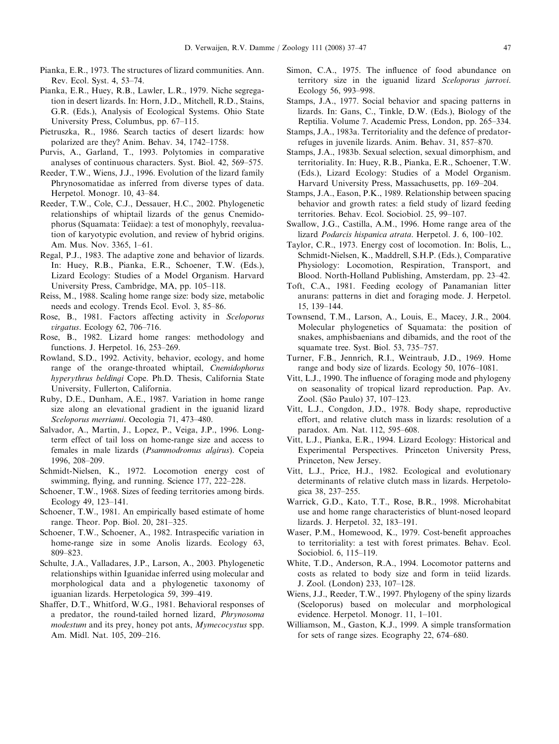Pianka, E.R., 1973. The structures of lizard communities. Ann. Rev. Ecol. Syst. 4, 53–74.

Pianka, E.R., Huey, R.B., Lawler, L.R., 1979. Niche segregation in desert lizards. In: Horn, J.D., Mitchell, R.D., Stains, G.R. (Eds.), Analysis of Ecological Systems. Ohio State University Press, Columbus, pp. 67–115.

Pietruszka, R., 1986. Search tactics of desert lizards: how polarized are they? Anim. Behav. 34, 1742–1758.

Purvis, A., Garland, T., 1993. Polytomies in comparative analyses of continuous characters. Syst. Biol. 42, 569–575.

Reeder, T.W., Wiens, J.J., 1996. Evolution of the lizard family Phrynosomatidae as inferred from diverse types of data. Herpetol. Monogr. 10, 43–84.

Reeder, T.W., Cole, C.J., Dessauer, H.C., 2002. Phylogenetic relationships of whiptail lizards of the genus Cnemidophorus (Squamata: Teiidae): a test of monophyly, reevaluation of karyotypic evolution, and review of hybrid origins. Am. Mus. Nov. 3365, 1–61.

Regal, P.J., 1983. The adaptive zone and behavior of lizards. In: Huey, R.B., Pianka, E.R., Schoener, T.W. (Eds.), Lizard Ecology: Studies of a Model Organism. Harvard University Press, Cambridge, MA, pp. 105–118.

Reiss, M., 1988. Scaling home range size: body size, metabolic needs and ecology. Trends Ecol. Evol. 3, 85–86.

Rose, B., 1981. Factors affecting activity in *Sceloporus virgatus*. Ecology 62, 706–716.

Rose, B., 1982. Lizard home ranges: methodology and functions. J. Herpetol. 16, 253–269.

Rowland, S.D., 1992. Activity, behavior, ecology, and home range of the orange-throated whiptail, *Cnemidophorus hyperythrus beldingi* Cope. Ph.D. Thesis, California State University, Fullerton, California.

Ruby, D.E., Dunham, A.E., 1987. Variation in home range size along an elevational gradient in the iguanid lizard *Sceloporus merriami*. Oecologia 71, 473–480.

Salvador, A., Martin, J., Lopez, P., Veiga, J.P., 1996. Long-term effect of tail loss on home-range size and access to females in male lizards (*Psammodromus algirus*). Copeia 1996, 208–209.

Schmidt-Nielsen, K., 1972. Locomotion energy cost of swimming, flying, and running. Science 177, 222–228.

Schoener, T.W., 1968. Sizes of feeding territories among birds. Ecology 49, 123–141.

Schoener, T.W., 1981. An empirically based estimate of home range. Theor. Pop. Biol. 20, 281–325.

Schoener, T.W., Schoener, A., 1982. Intraspecific variation in home-range size in some Anolis lizards. Ecology 63, 809–823.

Schulte, J.A., Valladares, J.P., Larson, A., 2003. Phylogenetic relationships within Iguanidae inferred using molecular and morphological data and a phylogenetic taxonomy of iguanian lizards. Herpetologica 59, 399–419.

Shaffer, D.T., Whitford, W.G., 1981. Behavioral responses of a predator, the round-tailed horned lizard, *Phrynosoma modestum* and its prey, honey pot ants, *Mymecocystus* spp. Am. Midl. Nat. 105, 209–216.

Simon, C.A., 1975. The influence of food abundance on territory size in the iguanid lizard *Sceloporus jarrovi*. Ecology 56, 993–998.

Stamps, J.A., 1977. Social behavior and spacing patterns in lizards. In: Gans, C., Tinkle, D.W. (Eds.), Biology of the Reptilia. Volume 7. Academic Press, London, pp. 265–334.

Stamps, J.A., 1983a. Territoriality and the defence of predator-refuges in juvenile lizards. Anim. Behav. 31, 857–870.

Stamps, J.A., 1983b. Sexual selection, sexual dimorphism, and territoriality. In: Huey, R.B., Pianka, E.R., Schoener, T.W. (Eds.), Lizard Ecology: Studies of a Model Organism. Harvard University Press, Massachusetts, pp. 169–204.

Stamps, J.A., Eason, P.K., 1989. Relationship between spacing behavior and growth rates: a field study of lizard feeding territories. Behav. Ecol. Sociobiol. 25, 99–107.

Swallow, J.G., Castilla, A.M., 1996. Home range area of the lizard *Podarcis hispanica atrata*. Herpetol. J. 6, 100–102.

Taylor, C.R., 1973. Energy cost of locomotion. In: Bolis, L., Schmidt-Nielsen, K., Maddrell, S.H.P. (Eds.), Comparative Physiology: Locomotion, Respiration, Transport, and Blood. North-Holland Publishing, Amsterdam, pp. 23–42.

Toft, C.A., 1981. Feeding ecology of Panamanian litter anurans: patterns in diet and foraging mode. J. Herpetol. 15, 139–144.

Townsend, T.M., Larson, A., Louis, E., Macey, J.R., 2004. Molecular phylogenetics of Squamata: the position of snakes, amphisbaenians and dibamids, and the root of the squamate tree. Syst. Biol. 53, 735–757.

Turner, F.B., Jennrich, R.I., Weintraub, J.D., 1969. Home range and body size of lizards. Ecology 50, 1076–1081.

Vitt, L.J., 1990. The influence of foraging mode and phylogeny on seasonality of tropical lizard reproduction. Pap. Av. Zool. (São Paulo) 37, 107–123.

Vitt, L.J., Congdon, J.D., 1978. Body shape, reproductive effort, and relative clutch mass in lizards: resolution of a paradox. Am. Nat. 112, 595–608.

Vitt, L.J., Pianka, E.R., 1994. Lizard Ecology: Historical and Experimental Perspectives. Princeton University Press, Princeton, New Jersey.

Vitt, L.J., Price, H.J., 1982. Ecological and evolutionary determinants of relative clutch mass in lizards. Herpetologica 38, 237–255.

Warrick, G.D., Kato, T.T., Rose, B.R., 1998. Microhabitat use and home range characteristics of blunt-nosed leopard lizards. J. Herpetol. 32, 183–191.

Waser, P.M., Homewood, K., 1979. Cost-benefit approaches to territoriality: a test with forest primates. Behav. Ecol. Sociobiol. 6, 115–119.

White, T.D., Anderson, R.A., 1994. Locomotor patterns and costs as related to body size and form in teiid lizards. J. Zool. (London) 233, 107–128.

Wiens, J.J., Reeder, T.W., 1997. Phylogeny of the spiny lizards (Sceloporus) based on molecular and morphological evidence. Herpetol. Monogr. 11, 1–101.

Williamson, M., Gaston, K.J., 1999. A simple transformation for sets of range sizes. Ecography 22, 674–680.